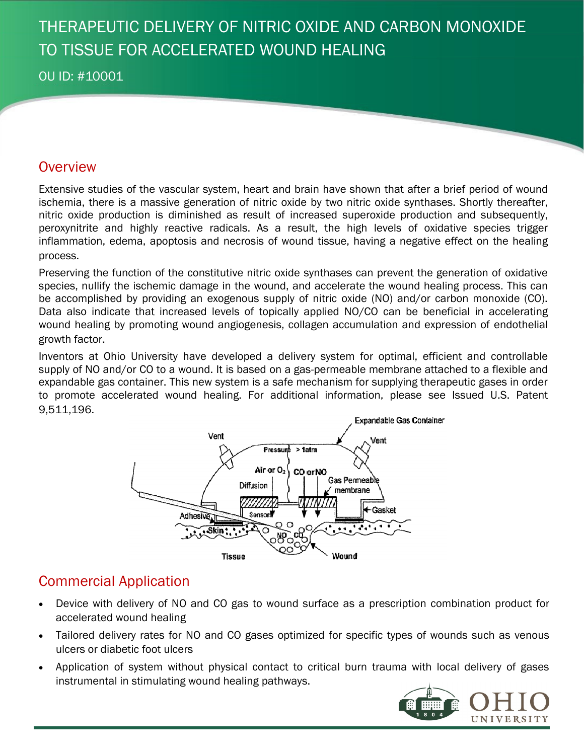# THERAPEUTIC DELIVERY OF NITRIC OXIDE AND CARBON MONOXIDE TO TISSUE FOR ACCELERATED WOUND HEALING

OU ID: #10001

## Overview

Extensive studies of the vascular system, heart and brain have shown that after a brief period of wound ischemia, there is a massive generation of nitric oxide by two nitric oxide synthases. Shortly thereafter, nitric oxide production is diminished as result of increased superoxide production and subsequently, peroxynitrite and highly reactive radicals. As a result, the high levels of oxidative species trigger inflammation, edema, apoptosis and necrosis of wound tissue, having a negative effect on the healing process.

Preserving the function of the constitutive nitric oxide synthases can prevent the generation of oxidative species, nullify the ischemic damage in the wound, and accelerate the wound healing process. This can be accomplished by providing an exogenous supply of nitric oxide (NO) and/or carbon monoxide (CO). Data also indicate that increased levels of topically applied NO/CO can be beneficial in accelerating wound healing by promoting wound angiogenesis, collagen accumulation and expression of endothelial growth factor.

Inventors at Ohio University have developed a delivery system for optimal, efficient and controllable supply of NO and/or CO to a wound. It is based on a gas-permeable membrane attached to a flexible and expandable gas container. This new system is a safe mechanism for supplying therapeutic gases in order to promote accelerated wound healing. For additional information, please see Issued U.S. Patent 9,511,196.

## Commercial Application

- Device with delivery of NO and CO gas to wound surface as a prescription combination product for accelerated wound healing
- Tailored delivery rates for NO and CO gases optimized for specific types of wounds such as venous ulcers or diabetic foot ulcers
- Application of system without physical contact to critical burn trauma with local delivery of gases instrumental in stimulating wound healing pathways.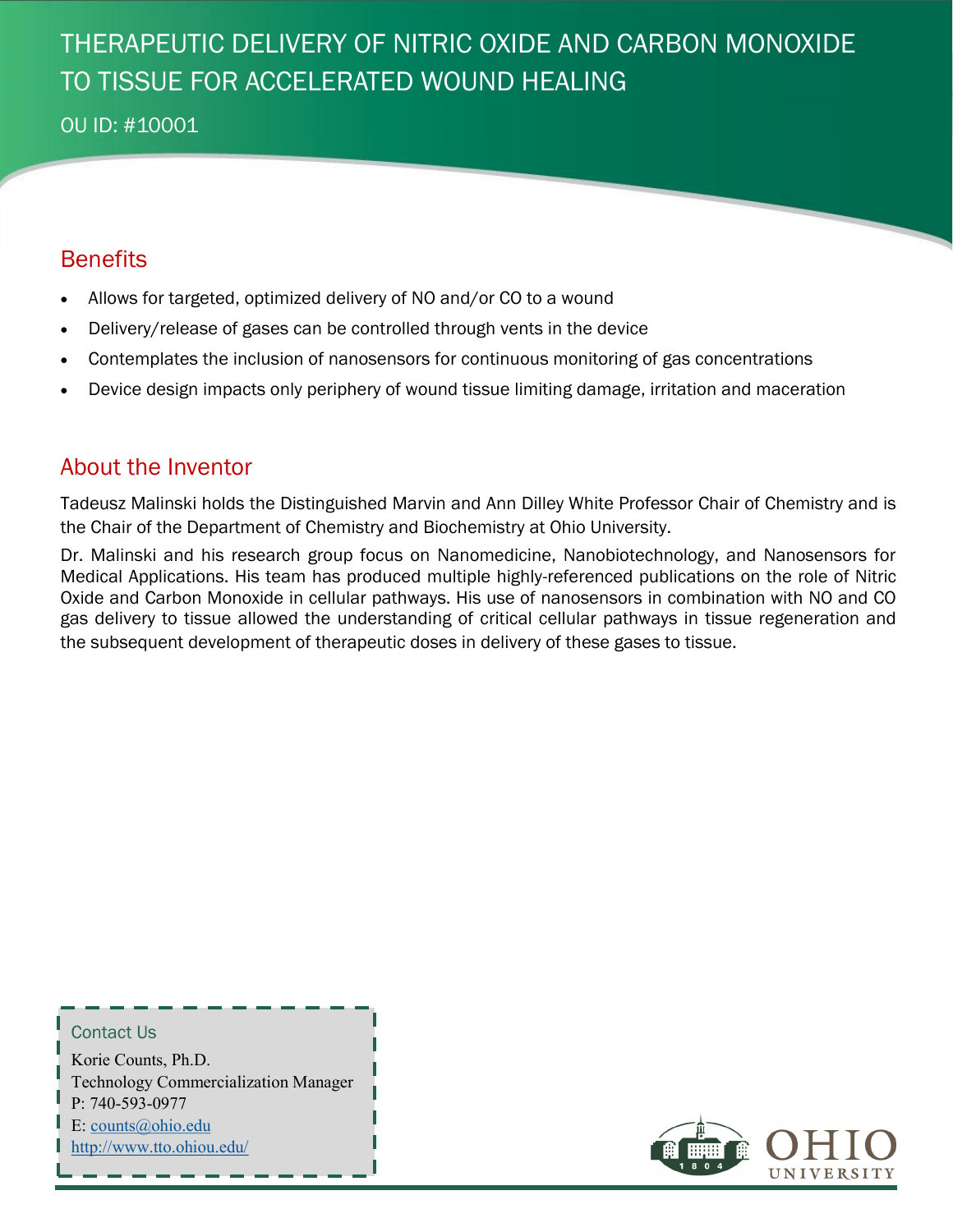# THERAPEUTIC DELIVERY OF NITRIC OXIDE AND CARBON MONOXIDE TO TISSUE FOR ACCELERATED WOUND HEALING

OU ID: #10001

## Benefits

- Allows for targeted, optimized delivery of NO and/or CO to a wound
- Delivery/release of gases can be controlled through vents in the device
- Contemplates the inclusion of nanosensors for continuous monitoring of gas concentrations
- Device design impacts only periphery of wound tissue limiting damage, irritation and maceration

## About the Inventor

Tadeusz Malinski holds the Distinguished Marvin and Ann Dilley White Professor Chair of Chemistry and is the Chair of the Department of Chemistry and Biochemistry at Ohio University.

Dr. Malinski and his research group focus on Nanomedicine, Nanobiotechnology, and Nanosensors for Medical Applications. His team has produced multiple highly-referenced publications on the role of Nitric Oxide and Carbon Monoxide in cellular pathways. His use of nanosensors in combination with NO and CO gas delivery to tissue allowed the understanding of critical cellular pathways in tissue regeneration and the subsequent development of therapeutic doses in delivery of these gases to tissue.

Contact Us

Korie Counts, Ph.D.
Technology Commercialization Manager
P: 740-593-0977
E: counts@ohio.edu
http://www.tto.ohiou.edu/

OHIO UNIVERSITY